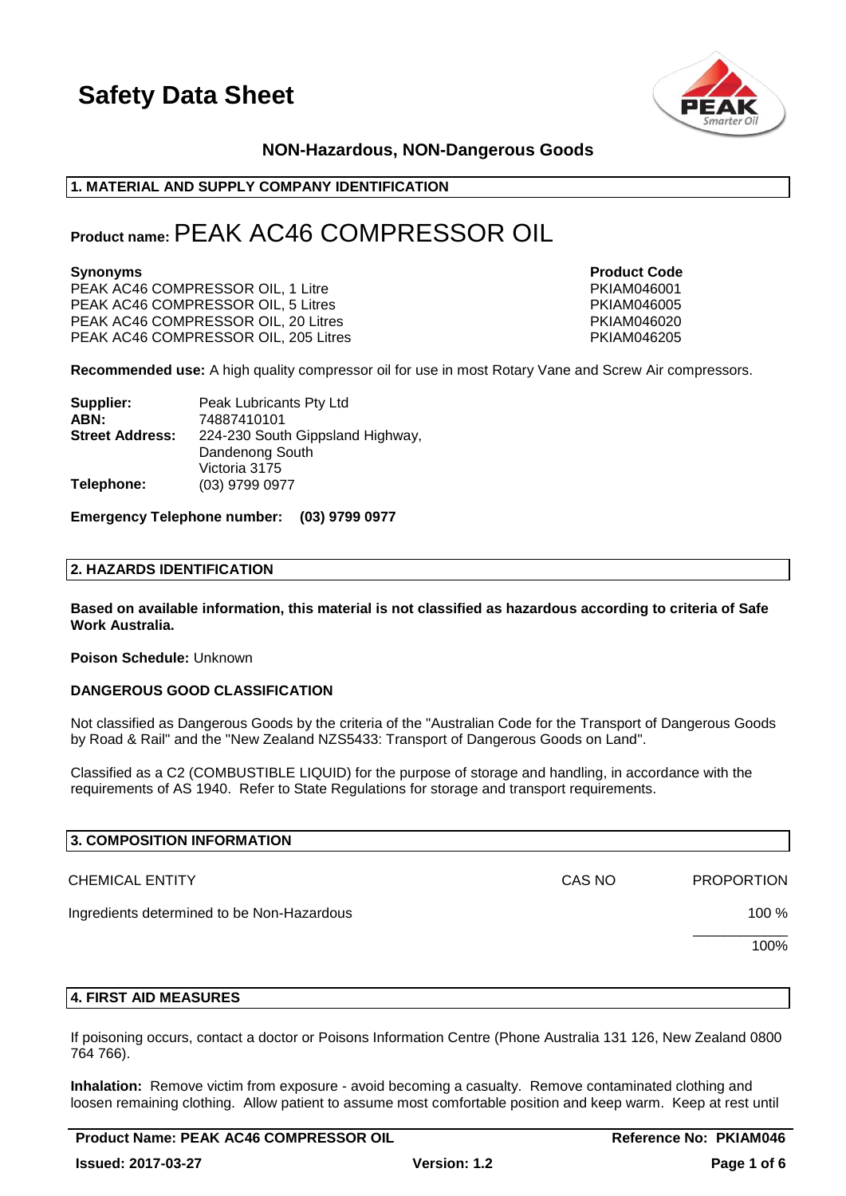# Safety Data Sheet

**NON-Hazardous, NON-Dangerous Goods**

## 1. MATERIAL AND SUPPLY COMPANY IDENTIFICATION

**Product name:** PEAK AC46 COMPRESSOR OIL

| **Synonyms** | **Product Code** |
|---|---|
| PEAK AC46 COMPRESSOR OIL, 1 Litre | PKIAM046001 |
| PEAK AC46 COMPRESSOR OIL, 5 Litres | PKIAM046005 |
| PEAK AC46 COMPRESSOR OIL, 20 Litres | PKIAM046020 |
| PEAK AC46 COMPRESSOR OIL, 205 Litres | PKIAM046205 |

**Recommended use:** A high quality compressor oil for use in most Rotary Vane and Screw Air compressors.

**Supplier:** Peak Lubricants Pty Ltd
**ABN:** 74887410101
**Street Address:** 224-230 South Gippsland Highway, Dandenong South Victoria 3175
**Telephone:** (03) 9799 0977

**Emergency Telephone number: (03) 9799 0977**

## 2. HAZARDS IDENTIFICATION

**Based on available information, this material is not classified as hazardous according to criteria of Safe Work Australia.**

**Poison Schedule:** Unknown

**DANGEROUS GOOD CLASSIFICATION**

Not classified as Dangerous Goods by the criteria of the "Australian Code for the Transport of Dangerous Goods by Road & Rail" and the "New Zealand NZS5433: Transport of Dangerous Goods on Land".

Classified as a C2 (COMBUSTIBLE LIQUID) for the purpose of storage and handling, in accordance with the requirements of AS 1940. Refer to State Regulations for storage and transport requirements.

## 3. COMPOSITION INFORMATION

| CHEMICAL ENTITY | CAS NO | PROPORTION |
|---|---|---|
| Ingredients determined to be Non-Hazardous | | 100 % |
| | | 100% |

## 4. FIRST AID MEASURES

If poisoning occurs, contact a doctor or Poisons Information Centre (Phone Australia 131 126, New Zealand 0800 764 766).

**Inhalation:** Remove victim from exposure - avoid becoming a casualty. Remove contaminated clothing and loosen remaining clothing. Allow patient to assume most comfortable position and keep warm. Keep at rest until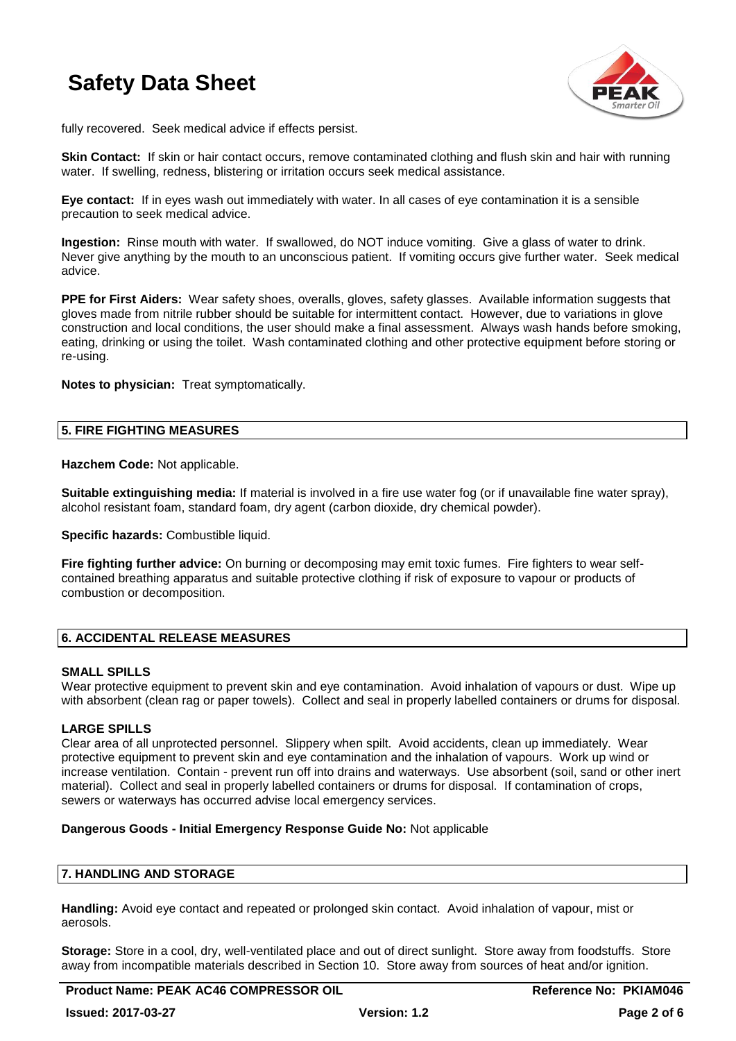fully recovered. Seek medical advice if effects persist.

**Skin Contact:** If skin or hair contact occurs, remove contaminated clothing and flush skin and hair with running water. If swelling, redness, blistering or irritation occurs seek medical assistance.

**Eye contact:** If in eyes wash out immediately with water. In all cases of eye contamination it is a sensible precaution to seek medical advice.

**Ingestion:** Rinse mouth with water. If swallowed, do NOT induce vomiting. Give a glass of water to drink. Never give anything by the mouth to an unconscious patient. If vomiting occurs give further water. Seek medical advice.

**PPE for First Aiders:** Wear safety shoes, overalls, gloves, safety glasses. Available information suggests that gloves made from nitrile rubber should be suitable for intermittent contact. However, due to variations in glove construction and local conditions, the user should make a final assessment. Always wash hands before smoking, eating, drinking or using the toilet. Wash contaminated clothing and other protective equipment before storing or re-using.

**Notes to physician:** Treat symptomatically.

## 5. FIRE FIGHTING MEASURES

**Hazchem Code:** Not applicable.

**Suitable extinguishing media:** If material is involved in a fire use water fog (or if unavailable fine water spray), alcohol resistant foam, standard foam, dry agent (carbon dioxide, dry chemical powder).

**Specific hazards:** Combustible liquid.

**Fire fighting further advice:** On burning or decomposing may emit toxic fumes. Fire fighters to wear self-contained breathing apparatus and suitable protective clothing if risk of exposure to vapour or products of combustion or decomposition.

## 6. ACCIDENTAL RELEASE MEASURES

### SMALL SPILLS

Wear protective equipment to prevent skin and eye contamination. Avoid inhalation of vapours or dust. Wipe up with absorbent (clean rag or paper towels). Collect and seal in properly labelled containers or drums for disposal.

### LARGE SPILLS

Clear area of all unprotected personnel. Slippery when spilt. Avoid accidents, clean up immediately. Wear protective equipment to prevent skin and eye contamination and the inhalation of vapours. Work up wind or increase ventilation. Contain - prevent run off into drains and waterways. Use absorbent (soil, sand or other inert material). Collect and seal in properly labelled containers or drums for disposal. If contamination of crops, sewers or waterways has occurred advise local emergency services.

**Dangerous Goods - Initial Emergency Response Guide No:** Not applicable

## 7. HANDLING AND STORAGE

**Handling:** Avoid eye contact and repeated or prolonged skin contact. Avoid inhalation of vapour, mist or aerosols.

**Storage:** Store in a cool, dry, well-ventilated place and out of direct sunlight. Store away from foodstuffs. Store away from incompatible materials described in Section 10. Store away from sources of heat and/or ignition.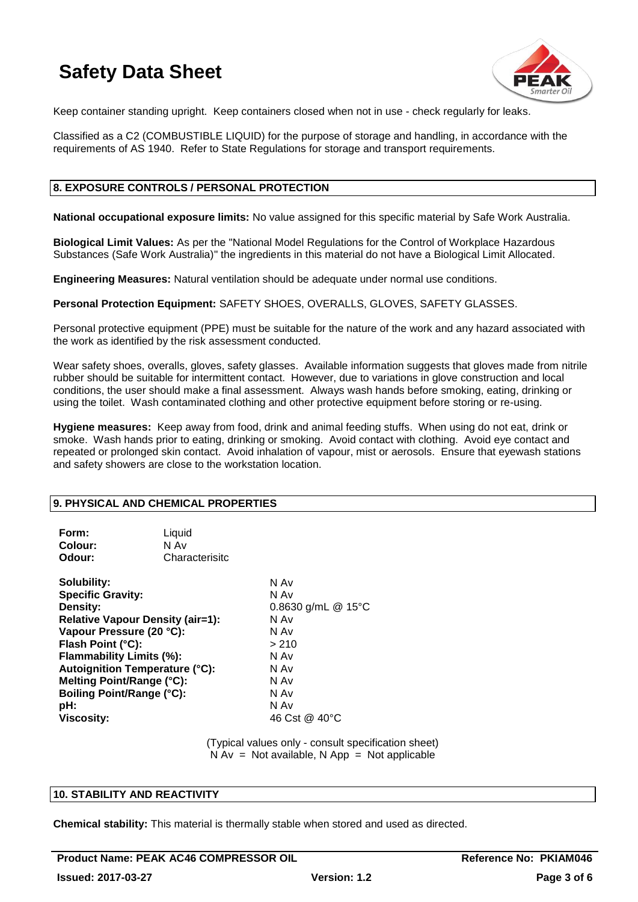Keep container standing upright. Keep containers closed when not in use - check regularly for leaks.

Classified as a C2 (COMBUSTIBLE LIQUID) for the purpose of storage and handling, in accordance with the requirements of AS 1940. Refer to State Regulations for storage and transport requirements.

## 8. EXPOSURE CONTROLS / PERSONAL PROTECTION

**National occupational exposure limits:** No value assigned for this specific material by Safe Work Australia.

**Biological Limit Values:** As per the "National Model Regulations for the Control of Workplace Hazardous Substances (Safe Work Australia)" the ingredients in this material do not have a Biological Limit Allocated.

**Engineering Measures:** Natural ventilation should be adequate under normal use conditions.

**Personal Protection Equipment:** SAFETY SHOES, OVERALLS, GLOVES, SAFETY GLASSES.

Personal protective equipment (PPE) must be suitable for the nature of the work and any hazard associated with the work as identified by the risk assessment conducted.

Wear safety shoes, overalls, gloves, safety glasses. Available information suggests that gloves made from nitrile rubber should be suitable for intermittent contact. However, due to variations in glove construction and local conditions, the user should make a final assessment. Always wash hands before smoking, eating, drinking or using the toilet. Wash contaminated clothing and other protective equipment before storing or re-using.

**Hygiene measures:** Keep away from food, drink and animal feeding stuffs. When using do not eat, drink or smoke. Wash hands prior to eating, drinking or smoking. Avoid contact with clothing. Avoid eye contact and repeated or prolonged skin contact. Avoid inhalation of vapour, mist or aerosols. Ensure that eyewash stations and safety showers are close to the workstation location.

## 9. PHYSICAL AND CHEMICAL PROPERTIES

| | |
|---|---|
| **Form:** | Liquid |
| **Colour:** | N Av |
| **Odour:** | Characterisitc |

| | |
|---|---|
| **Solubility:** | N Av |
| **Specific Gravity:** | N Av |
| **Density:** | 0.8630 g/mL @ 15°C |
| **Relative Vapour Density (air=1):** | N Av |
| **Vapour Pressure (20 °C):** | N Av |
| **Flash Point (°C):** | > 210 |
| **Flammability Limits (%):** | N Av |
| **Autoignition Temperature (°C):** | N Av |
| **Melting Point/Range (°C):** | N Av |
| **Boiling Point/Range (°C):** | N Av |
| **pH:** | N Av |
| **Viscosity:** | 46 Cst @ 40°C |

(Typical values only - consult specification sheet)
N Av = Not available, N App = Not applicable

## 10. STABILITY AND REACTIVITY

**Chemical stability:** This material is thermally stable when stored and used as directed.

**Product Name: PEAK AC46 COMPRESSOR OIL** | **Reference No: PKIAM046**
**Issued: 2017-03-27** | **Version: 1.2**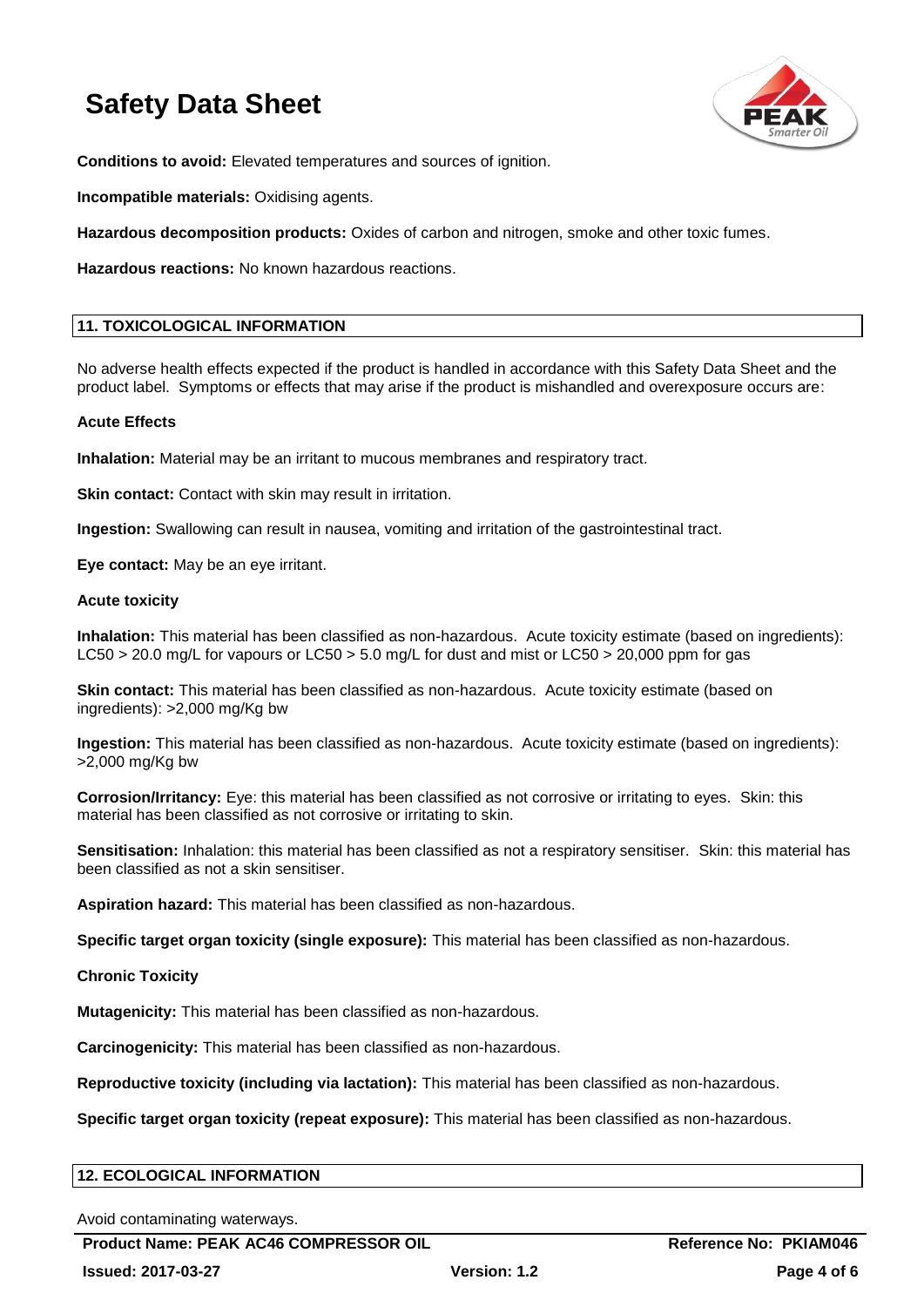**Conditions to avoid:** Elevated temperatures and sources of ignition.

**Incompatible materials:** Oxidising agents.

**Hazardous decomposition products:** Oxides of carbon and nitrogen, smoke and other toxic fumes.

**Hazardous reactions:** No known hazardous reactions.

## 11. TOXICOLOGICAL INFORMATION

No adverse health effects expected if the product is handled in accordance with this Safety Data Sheet and the product label. Symptoms or effects that may arise if the product is mishandled and overexposure occurs are:

### Acute Effects

**Inhalation:** Material may be an irritant to mucous membranes and respiratory tract.

**Skin contact:** Contact with skin may result in irritation.

**Ingestion:** Swallowing can result in nausea, vomiting and irritation of the gastrointestinal tract.

**Eye contact:** May be an eye irritant.

### Acute toxicity

**Inhalation:** This material has been classified as non-hazardous. Acute toxicity estimate (based on ingredients): $LC_{50}$ > 20.0 mg/L for vapours or $LC_{50}$ > 5.0 mg/L for dust and mist or $LC_{50}$ > 20,000 ppm for gas

**Skin contact:** This material has been classified as non-hazardous. Acute toxicity estimate (based on ingredients): >2,000 mg/Kg bw

**Ingestion:** This material has been classified as non-hazardous. Acute toxicity estimate (based on ingredients): >2,000 mg/Kg bw

**Corrosion/Irritancy:** Eye: this material has been classified as not corrosive or irritating to eyes. Skin: this material has been classified as not corrosive or irritating to skin.

**Sensitisation:** Inhalation: this material has been classified as not a respiratory sensitiser. Skin: this material has been classified as not a skin sensitiser.

**Aspiration hazard:** This material has been classified as non-hazardous.

**Specific target organ toxicity (single exposure):** This material has been classified as non-hazardous.

### Chronic Toxicity

**Mutagenicity:** This material has been classified as non-hazardous.

**Carcinogenicity:** This material has been classified as non-hazardous.

**Reproductive toxicity (including via lactation):** This material has been classified as non-hazardous.

**Specific target organ toxicity (repeat exposure):** This material has been classified as non-hazardous.

## 12. ECOLOGICAL INFORMATION

Avoid contaminating waterways.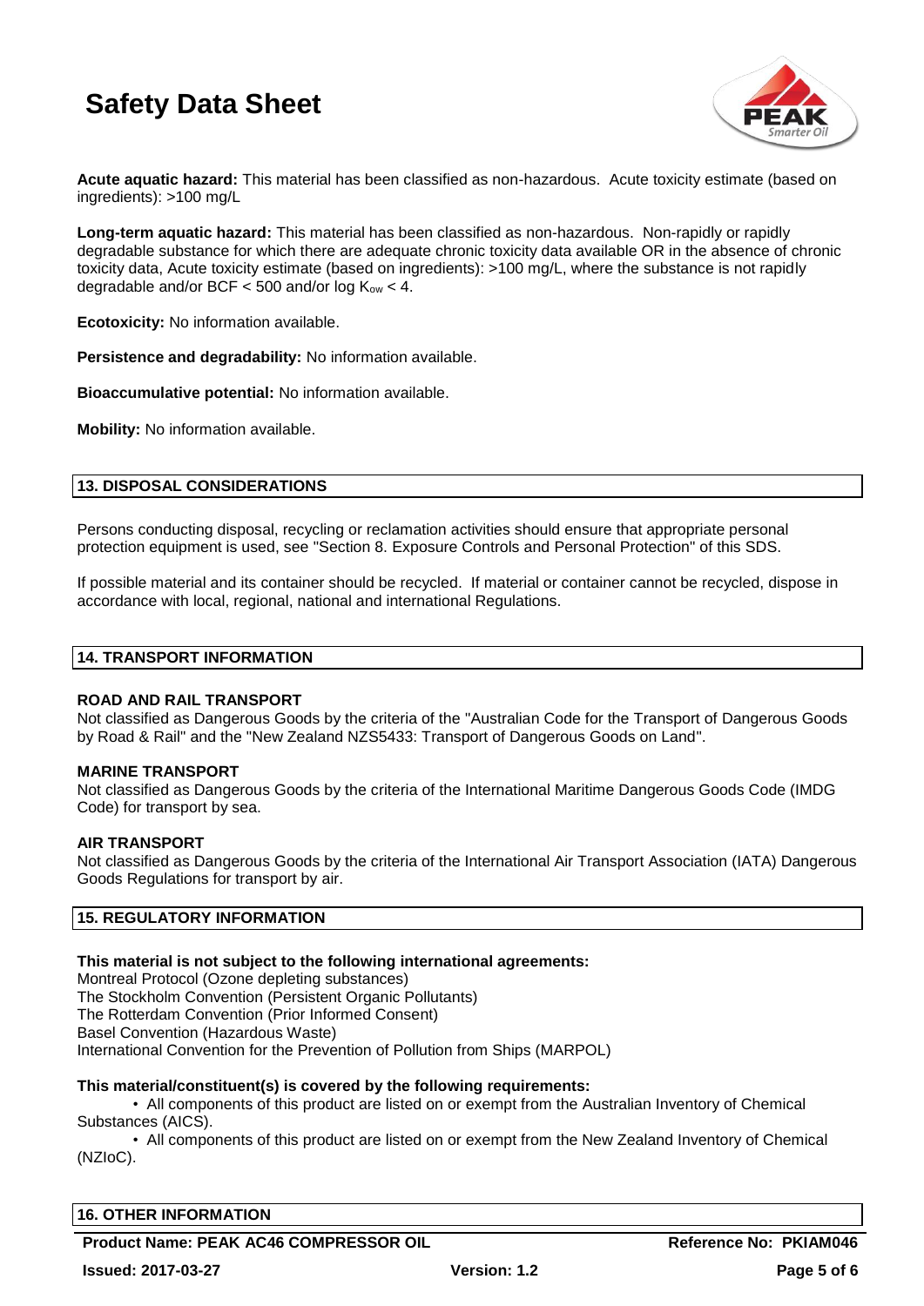**Acute aquatic hazard:** This material has been classified as non-hazardous. Acute toxicity estimate (based on ingredients): >100 mg/L

**Long-term aquatic hazard:** This material has been classified as non-hazardous. Non-rapidly or rapidly degradable substance for which there are adequate chronic toxicity data available OR in the absence of chronic toxicity data, Acute toxicity estimate (based on ingredients): >100 mg/L, where the substance is not rapidly degradable and/or BCF < 500 and/or log $K_{ow}$ < 4.

**Ecotoxicity:** No information available.

**Persistence and degradability:** No information available.

**Bioaccumulative potential:** No information available.

**Mobility:** No information available.

## 13. DISPOSAL CONSIDERATIONS

Persons conducting disposal, recycling or reclamation activities should ensure that appropriate personal protection equipment is used, see "Section 8. Exposure Controls and Personal Protection" of this SDS.

If possible material and its container should be recycled. If material or container cannot be recycled, dispose in accordance with local, regional, national and international Regulations.

## 14. TRANSPORT INFORMATION

**ROAD AND RAIL TRANSPORT**
Not classified as Dangerous Goods by the criteria of the "Australian Code for the Transport of Dangerous Goods by Road & Rail" and the "New Zealand NZS5433: Transport of Dangerous Goods on Land".

**MARINE TRANSPORT**
Not classified as Dangerous Goods by the criteria of the International Maritime Dangerous Goods Code (IMDG Code) for transport by sea.

**AIR TRANSPORT**
Not classified as Dangerous Goods by the criteria of the International Air Transport Association (IATA) Dangerous Goods Regulations for transport by air.

## 15. REGULATORY INFORMATION

**This material is not subject to the following international agreements:**
Montreal Protocol (Ozone depleting substances)
The Stockholm Convention (Persistent Organic Pollutants)
The Rotterdam Convention (Prior Informed Consent)
Basel Convention (Hazardous Waste)
International Convention for the Prevention of Pollution from Ships (MARPOL)

**This material/constituent(s) is covered by the following requirements:**

- All components of this product are listed on or exempt from the Australian Inventory of Chemical Substances (AICS).
- All components of this product are listed on or exempt from the New Zealand Inventory of Chemical (NZIoC).

## 16. OTHER INFORMATION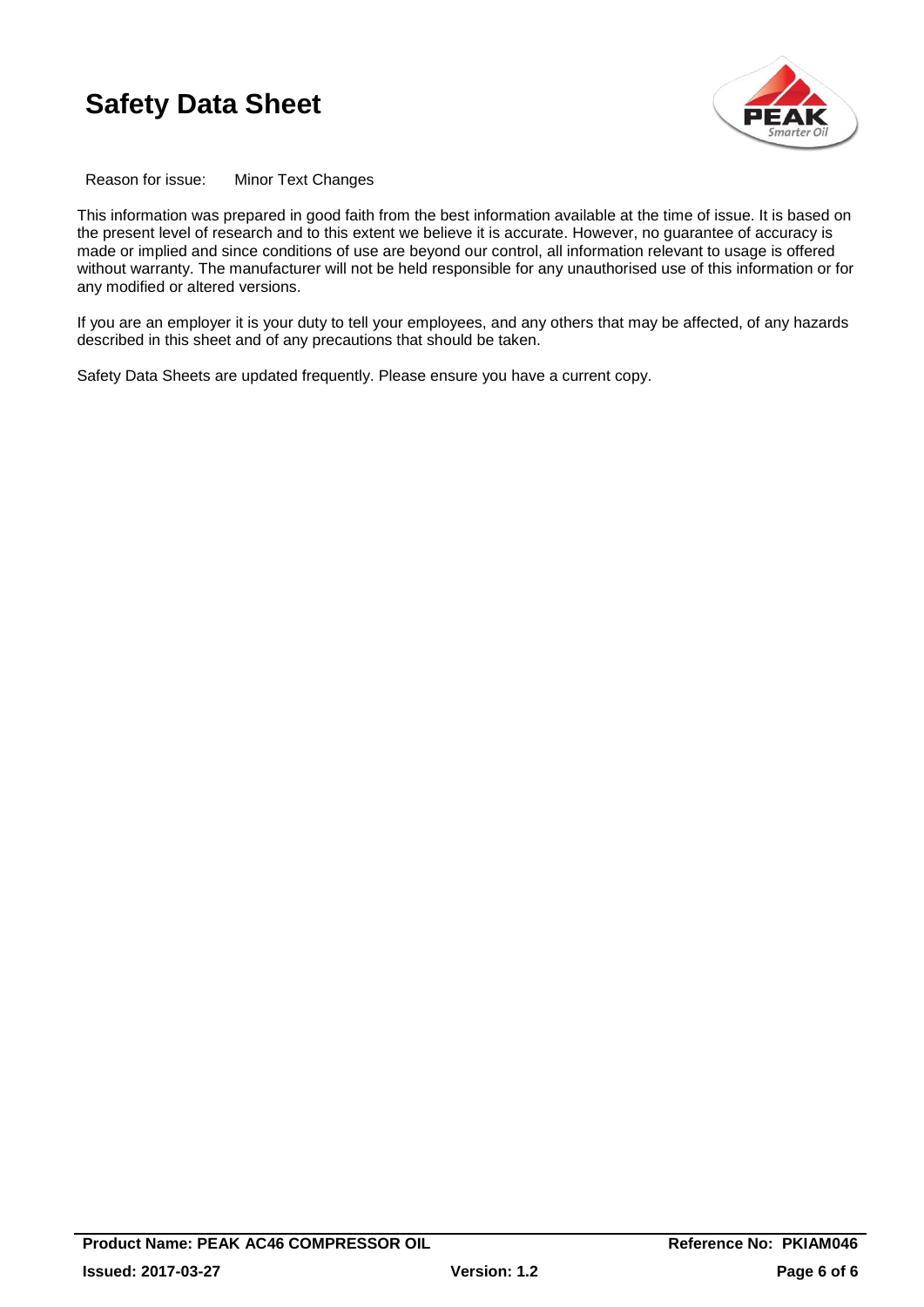Reason for issue: Minor Text Changes

This information was prepared in good faith from the best information available at the time of issue. It is based on the present level of research and to this extent we believe it is accurate. However, no guarantee of accuracy is made or implied and since conditions of use are beyond our control, all information relevant to usage is offered without warranty. The manufacturer will not be held responsible for any unauthorised use of this information or for any modified or altered versions.

If you are an employer it is your duty to tell your employees, and any others that may be affected, of any hazards described in this sheet and of any precautions that should be taken.

Safety Data Sheets are updated frequently. Please ensure you have a current copy.